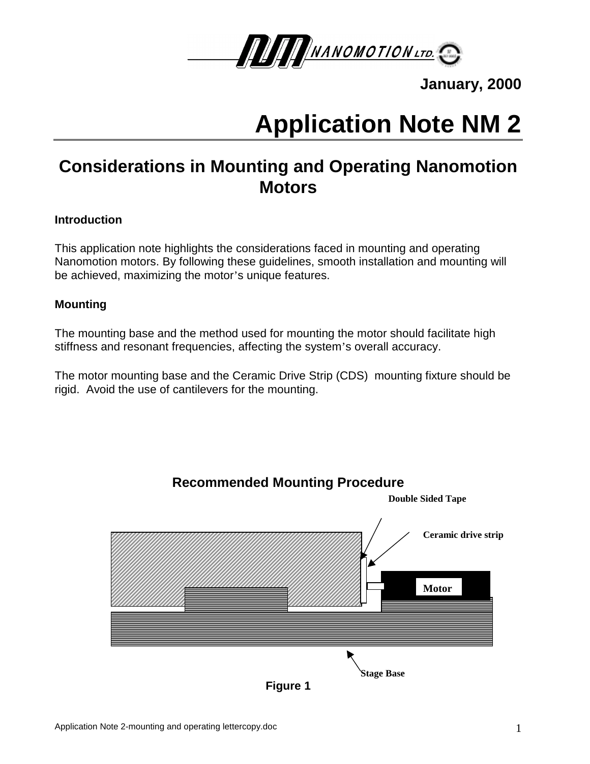January, 2000

# Application Note NM 2

## Considerations in Mounting and Operating Nanomotion Motors

### Introduction

This application note highlights the considerations faced in mounting and operating Nanomotion motors. By following these guidelines, smooth installation and mounting will be achieved, maximizing the motor's unique features.

### Mounting

The mounting base and the method used for mounting the motor should facilitate high stiffness and resonant frequencies, affecting the system's overall accuracy.

The motor mounting base and the Ceramic Drive Strip (CDS) mounting fixture should be rigid. Avoid the use of cantilevers for the mounting.

**Recommended Mounting Procedure**

Double Sided Tape

Ceramic drive strip

Motor

Stage Base

**Figure 1**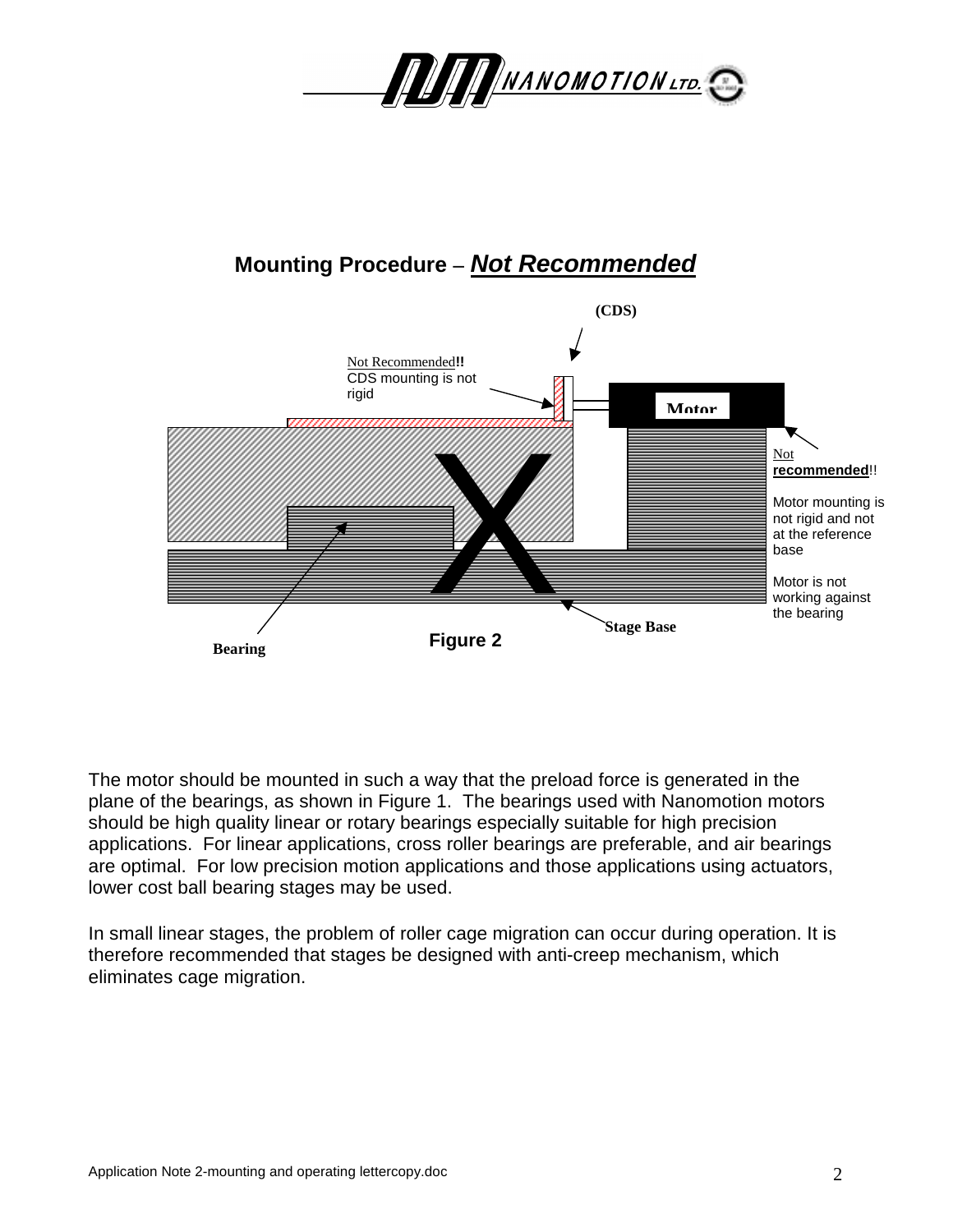## Mounting Procedure – ***Not Recommended***

(CDS)

Not Recommended!! CDS mounting is not rigid

Motor

Not **recommended**!!

Motor mounting is not rigid and not at the reference base

Motor is not working against the bearing

Stage Base

Bearing

**Figure 2**

The motor should be mounted in such a way that the preload force is generated in the plane of the bearings, as shown in Figure 1. The bearings used with Nanomotion motors should be high quality linear or rotary bearings especially suitable for high precision applications. For linear applications, cross roller bearings are preferable, and air bearings are optimal. For low precision motion applications and those applications using actuators, lower cost ball bearing stages may be used.

In small linear stages, the problem of roller cage migration can occur during operation. It is therefore recommended that stages be designed with anti-creep mechanism, which eliminates cage migration.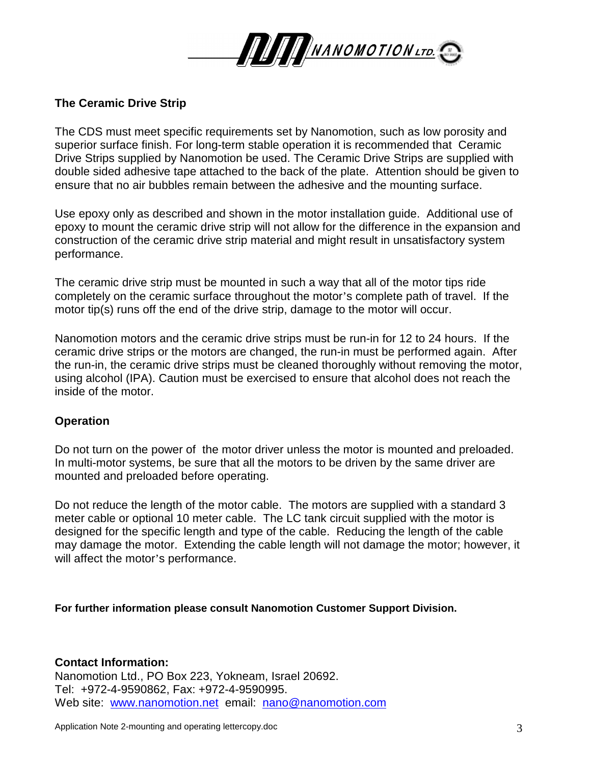## The Ceramic Drive Strip

The CDS must meet specific requirements set by Nanomotion, such as low porosity and superior surface finish. For long-term stable operation it is recommended that Ceramic Drive Strips supplied by Nanomotion be used. The Ceramic Drive Strips are supplied with double sided adhesive tape attached to the back of the plate. Attention should be given to ensure that no air bubbles remain between the adhesive and the mounting surface.

Use epoxy only as described and shown in the motor installation guide. Additional use of epoxy to mount the ceramic drive strip will not allow for the difference in the expansion and construction of the ceramic drive strip material and might result in unsatisfactory system performance.

The ceramic drive strip must be mounted in such a way that all of the motor tips ride completely on the ceramic surface throughout the motor's complete path of travel. If the motor tip(s) runs off the end of the drive strip, damage to the motor will occur.

Nanomotion motors and the ceramic drive strips must be run-in for 12 to 24 hours. If the ceramic drive strips or the motors are changed, the run-in must be performed again. After the run-in, the ceramic drive strips must be cleaned thoroughly without removing the motor, using alcohol (IPA). Caution must be exercised to ensure that alcohol does not reach the inside of the motor.

## Operation

Do not turn on the power of the motor driver unless the motor is mounted and preloaded. In multi-motor systems, be sure that all the motors to be driven by the same driver are mounted and preloaded before operating.

Do not reduce the length of the motor cable. The motors are supplied with a standard 3 meter cable or optional 10 meter cable. The LC tank circuit supplied with the motor is designed for the specific length and type of the cable. Reducing the length of the cable may damage the motor. Extending the cable length will not damage the motor; however, it will affect the motor's performance.

**For further information please consult Nanomotion Customer Support Division.**

**Contact Information:**
Nanomotion Ltd., PO Box 223, Yokneam, Israel 20692.
Tel: +972-4-9590862, Fax: +972-4-9590995.
Web site: www.nanomotion.net email: nano@nanomotion.com